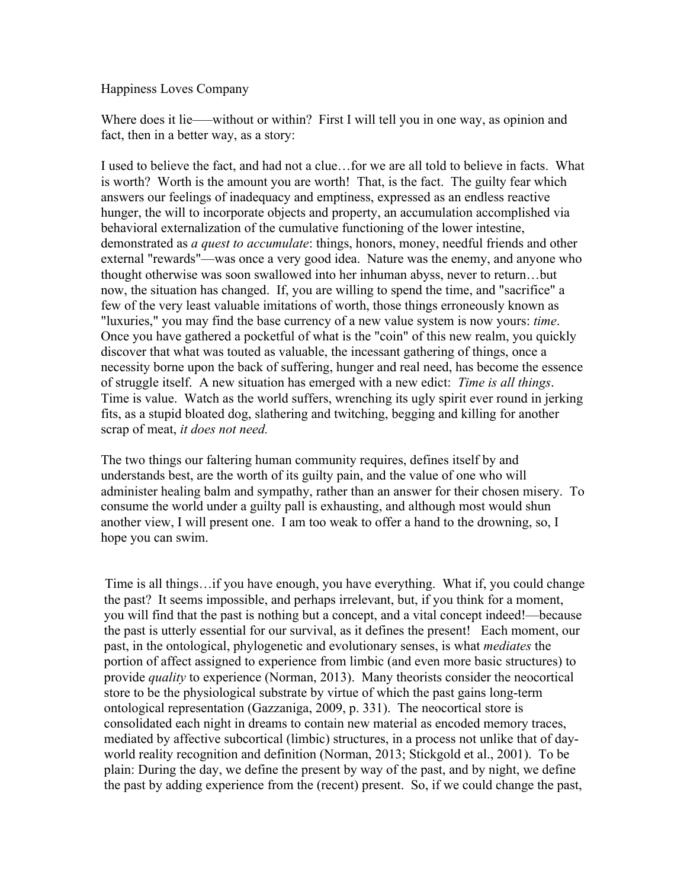Happiness Loves Company

Where does it lie——without or within? First I will tell you in one way, as opinion and fact, then in a better way, as a story:

I used to believe the fact, and had not a clue…for we are all told to believe in facts. What is worth? Worth is the amount you are worth! That, is the fact. The guilty fear which answers our feelings of inadequacy and emptiness, expressed as an endless reactive hunger, the will to incorporate objects and property, an accumulation accomplished via behavioral externalization of the cumulative functioning of the lower intestine, demonstrated as *a quest to accumulate*: things, honors, money, needful friends and other external "rewards"—was once a very good idea. Nature was the enemy, and anyone who thought otherwise was soon swallowed into her inhuman abyss, never to return…but now, the situation has changed. If, you are willing to spend the time, and "sacrifice" a few of the very least valuable imitations of worth, those things erroneously known as "luxuries," you may find the base currency of a new value system is now yours: *time*. Once you have gathered a pocketful of what is the "coin" of this new realm, you quickly discover that what was touted as valuable, the incessant gathering of things, once a necessity borne upon the back of suffering, hunger and real need, has become the essence of struggle itself. A new situation has emerged with a new edict: *Time is all things*. Time is value. Watch as the world suffers, wrenching its ugly spirit ever round in jerking fits, as a stupid bloated dog, slathering and twitching, begging and killing for another scrap of meat, *it does not need.*

The two things our faltering human community requires, defines itself by and understands best, are the worth of its guilty pain, and the value of one who will administer healing balm and sympathy, rather than an answer for their chosen misery. To consume the world under a guilty pall is exhausting, and although most would shun another view, I will present one. I am too weak to offer a hand to the drowning, so, I hope you can swim.

Time is all things…if you have enough, you have everything. What if, you could change the past? It seems impossible, and perhaps irrelevant, but, if you think for a moment, you will find that the past is nothing but a concept, and a vital concept indeed!—because the past is utterly essential for our survival, as it defines the present! Each moment, our past, in the ontological, phylogenetic and evolutionary senses, is what *mediates* the portion of affect assigned to experience from limbic (and even more basic structures) to provide *quality* to experience (Norman, 2013). Many theorists consider the neocortical store to be the physiological substrate by virtue of which the past gains long-term ontological representation (Gazzaniga, 2009, p. 331). The neocortical store is consolidated each night in dreams to contain new material as encoded memory traces, mediated by affective subcortical (limbic) structures, in a process not unlike that of day-world reality recognition and definition (Norman, 2013; Stickgold et al., 2001). To be plain: During the day, we define the present by way of the past, and by night, we define the past by adding experience from the (recent) present. So, if we could change the past,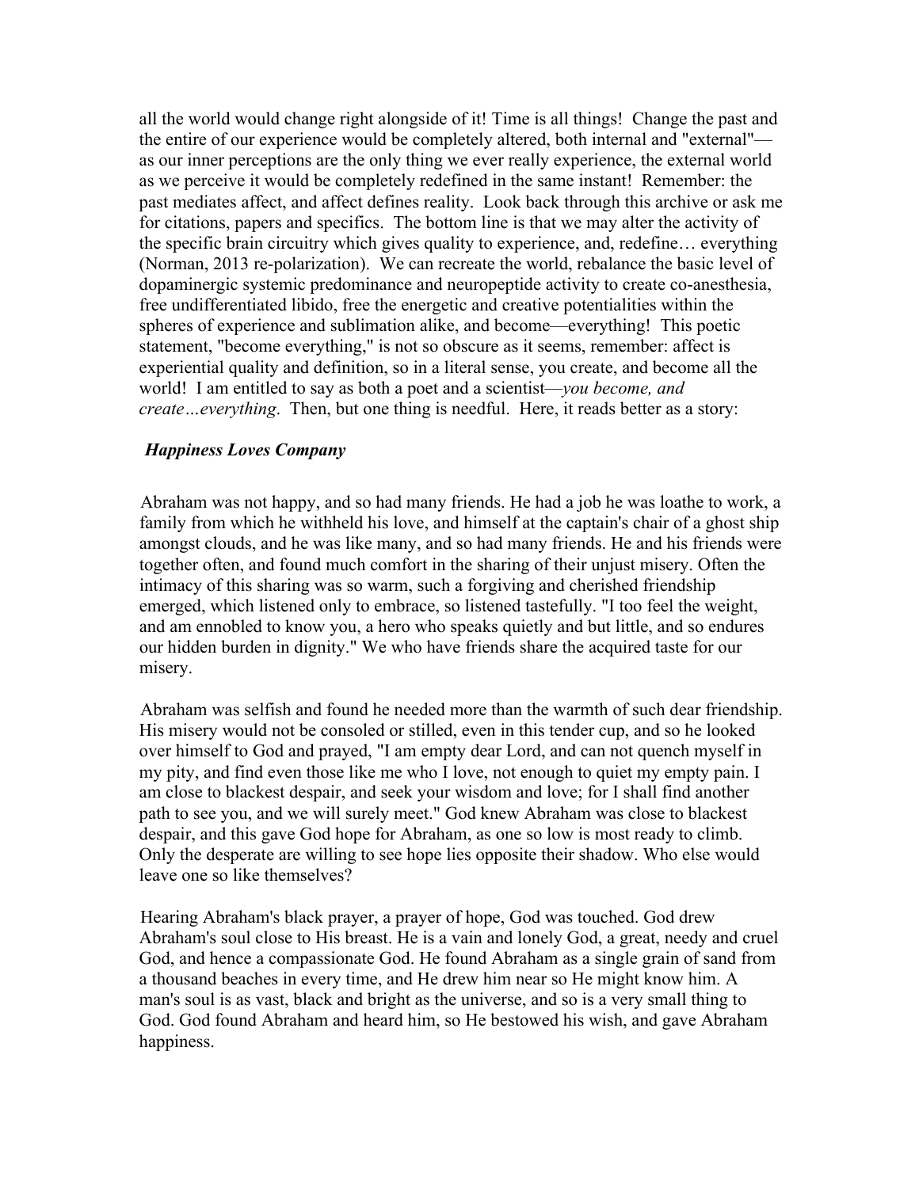all the world would change right alongside of it! Time is all things! Change the past and the entire of our experience would be completely altered, both internal and "external"—as our inner perceptions are the only thing we ever really experience, the external world as we perceive it would be completely redefined in the same instant! Remember: the past mediates affect, and affect defines reality. Look back through this archive or ask me for citations, papers and specifics. The bottom line is that we may alter the activity of the specific brain circuitry which gives quality to experience, and, redefine… everything (Norman, 2013 re-polarization). We can recreate the world, rebalance the basic level of dopaminergic systemic predominance and neuropeptide activity to create co-anesthesia, free undifferentiated libido, free the energetic and creative potentialities within the spheres of experience and sublimation alike, and become—everything! This poetic statement, "become everything," is not so obscure as it seems, remember: affect is experiential quality and definition, so in a literal sense, you create, and become all the world! I am entitled to say as both a poet and a scientist—*you become, and create…everything*. Then, but one thing is needful. Here, it reads better as a story:

***Happiness Loves Company***

Abraham was not happy, and so had many friends. He had a job he was loathe to work, a family from which he withheld his love, and himself at the captain's chair of a ghost ship amongst clouds, and he was like many, and so had many friends. He and his friends were together often, and found much comfort in the sharing of their unjust misery. Often the intimacy of this sharing was so warm, such a forgiving and cherished friendship emerged, which listened only to embrace, so listened tastefully. "I too feel the weight, and am ennobled to know you, a hero who speaks quietly and but little, and so endures our hidden burden in dignity." We who have friends share the acquired taste for our misery.

Abraham was selfish and found he needed more than the warmth of such dear friendship. His misery would not be consoled or stilled, even in this tender cup, and so he looked over himself to God and prayed, "I am empty dear Lord, and can not quench myself in my pity, and find even those like me who I love, not enough to quiet my empty pain. I am close to blackest despair, and seek your wisdom and love; for I shall find another path to see you, and we will surely meet." God knew Abraham was close to blackest despair, and this gave God hope for Abraham, as one so low is most ready to climb. Only the desperate are willing to see hope lies opposite their shadow. Who else would leave one so like themselves?

Hearing Abraham's black prayer, a prayer of hope, God was touched. God drew Abraham's soul close to His breast. He is a vain and lonely God, a great, needy and cruel God, and hence a compassionate God. He found Abraham as a single grain of sand from a thousand beaches in every time, and He drew him near so He might know him. A man's soul is as vast, black and bright as the universe, and so is a very small thing to God. God found Abraham and heard him, so He bestowed his wish, and gave Abraham happiness.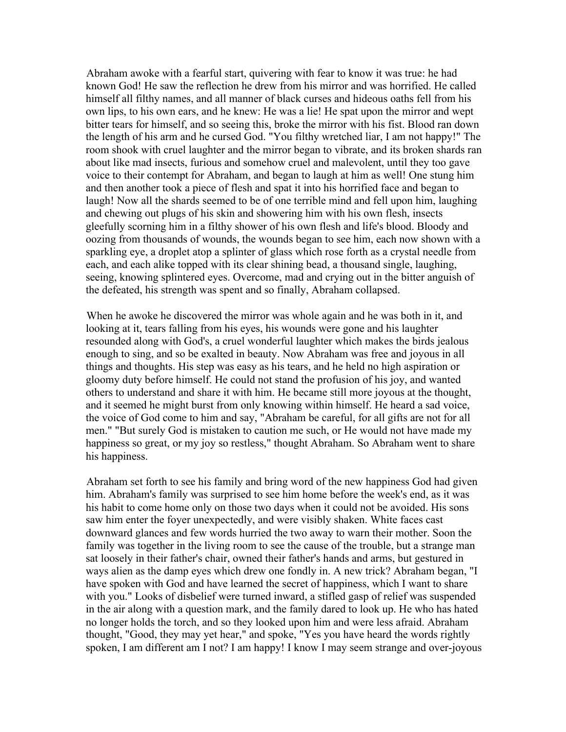Abraham awoke with a fearful start, quivering with fear to know it was true: he had known God! He saw the reflection he drew from his mirror and was horrified. He called himself all filthy names, and all manner of black curses and hideous oaths fell from his own lips, to his own ears, and he knew: He was a lie! He spat upon the mirror and wept bitter tears for himself, and so seeing this, broke the mirror with his fist. Blood ran down the length of his arm and he cursed God. "You filthy wretched liar, I am not happy!" The room shook with cruel laughter and the mirror began to vibrate, and its broken shards ran about like mad insects, furious and somehow cruel and malevolent, until they too gave voice to their contempt for Abraham, and began to laugh at him as well! One stung him and then another took a piece of flesh and spat it into his horrified face and began to laugh! Now all the shards seemed to be of one terrible mind and fell upon him, laughing and chewing out plugs of his skin and showering him with his own flesh, insects gleefully scorning him in a filthy shower of his own flesh and life's blood. Bloody and oozing from thousands of wounds, the wounds began to see him, each now shown with a sparkling eye, a droplet atop a splinter of glass which rose forth as a crystal needle from each, and each alike topped with its clear shining bead, a thousand single, laughing, seeing, knowing splintered eyes. Overcome, mad and crying out in the bitter anguish of the defeated, his strength was spent and so finally, Abraham collapsed.

When he awoke he discovered the mirror was whole again and he was both in it, and looking at it, tears falling from his eyes, his wounds were gone and his laughter resounded along with God's, a cruel wonderful laughter which makes the birds jealous enough to sing, and so be exalted in beauty. Now Abraham was free and joyous in all things and thoughts. His step was easy as his tears, and he held no high aspiration or gloomy duty before himself. He could not stand the profusion of his joy, and wanted others to understand and share it with him. He became still more joyous at the thought, and it seemed he might burst from only knowing within himself. He heard a sad voice, the voice of God come to him and say, "Abraham be careful, for all gifts are not for all men." "But surely God is mistaken to caution me such, or He would not have made my happiness so great, or my joy so restless," thought Abraham. So Abraham went to share his happiness.

Abraham set forth to see his family and bring word of the new happiness God had given him. Abraham's family was surprised to see him home before the week's end, as it was his habit to come home only on those two days when it could not be avoided. His sons saw him enter the foyer unexpectedly, and were visibly shaken. White faces cast downward glances and few words hurried the two away to warn their mother. Soon the family was together in the living room to see the cause of the trouble, but a strange man sat loosely in their father's chair, owned their father's hands and arms, but gestured in ways alien as the damp eyes which drew one fondly in. A new trick? Abraham began, "I have spoken with God and have learned the secret of happiness, which I want to share with you." Looks of disbelief were turned inward, a stifled gasp of relief was suspended in the air along with a question mark, and the family dared to look up. He who has hated no longer holds the torch, and so they looked upon him and were less afraid. Abraham thought, "Good, they may yet hear," and spoke, "Yes you have heard the words rightly spoken, I am different am I not? I am happy! I know I may seem strange and over-joyous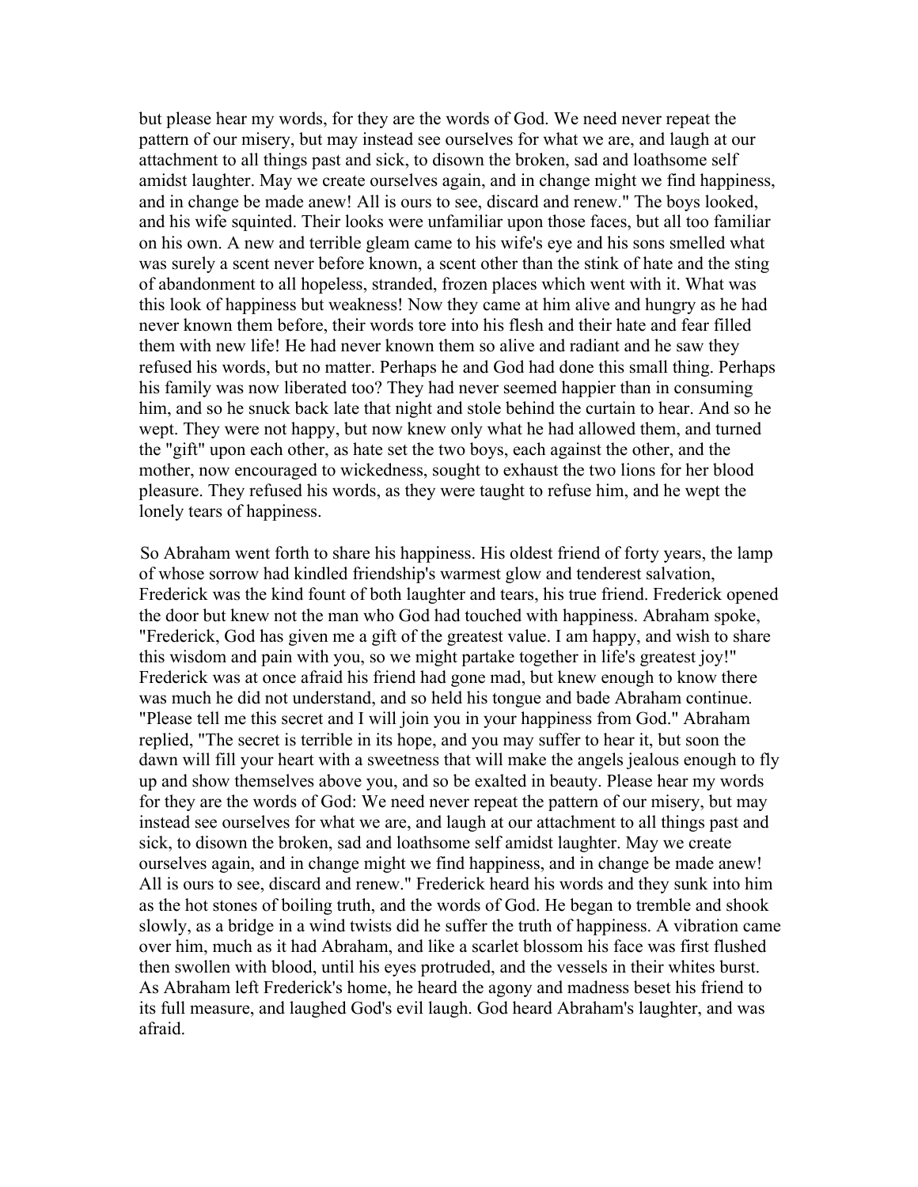but please hear my words, for they are the words of God. We need never repeat the pattern of our misery, but may instead see ourselves for what we are, and laugh at our attachment to all things past and sick, to disown the broken, sad and loathsome self amidst laughter. May we create ourselves again, and in change might we find happiness, and in change be made anew! All is ours to see, discard and renew." The boys looked, and his wife squinted. Their looks were unfamiliar upon those faces, but all too familiar on his own. A new and terrible gleam came to his wife's eye and his sons smelled what was surely a scent never before known, a scent other than the stink of hate and the sting of abandonment to all hopeless, stranded, frozen places which went with it. What was this look of happiness but weakness! Now they came at him alive and hungry as he had never known them before, their words tore into his flesh and their hate and fear filled them with new life! He had never known them so alive and radiant and he saw they refused his words, but no matter. Perhaps he and God had done this small thing. Perhaps his family was now liberated too? They had never seemed happier than in consuming him, and so he snuck back late that night and stole behind the curtain to hear. And so he wept. They were not happy, but now knew only what he had allowed them, and turned the "gift" upon each other, as hate set the two boys, each against the other, and the mother, now encouraged to wickedness, sought to exhaust the two lions for her blood pleasure. They refused his words, as they were taught to refuse him, and he wept the lonely tears of happiness.

So Abraham went forth to share his happiness. His oldest friend of forty years, the lamp of whose sorrow had kindled friendship's warmest glow and tenderest salvation, Frederick was the kind fount of both laughter and tears, his true friend. Frederick opened the door but knew not the man who God had touched with happiness. Abraham spoke, "Frederick, God has given me a gift of the greatest value. I am happy, and wish to share this wisdom and pain with you, so we might partake together in life's greatest joy!" Frederick was at once afraid his friend had gone mad, but knew enough to know there was much he did not understand, and so held his tongue and bade Abraham continue. "Please tell me this secret and I will join you in your happiness from God." Abraham replied, "The secret is terrible in its hope, and you may suffer to hear it, but soon the dawn will fill your heart with a sweetness that will make the angels jealous enough to fly up and show themselves above you, and so be exalted in beauty. Please hear my words for they are the words of God: We need never repeat the pattern of our misery, but may instead see ourselves for what we are, and laugh at our attachment to all things past and sick, to disown the broken, sad and loathsome self amidst laughter. May we create ourselves again, and in change might we find happiness, and in change be made anew! All is ours to see, discard and renew." Frederick heard his words and they sunk into him as the hot stones of boiling truth, and the words of God. He began to tremble and shook slowly, as a bridge in a wind twists did he suffer the truth of happiness. A vibration came over him, much as it had Abraham, and like a scarlet blossom his face was first flushed then swollen with blood, until his eyes protruded, and the vessels in their whites burst. As Abraham left Frederick's home, he heard the agony and madness beset his friend to its full measure, and laughed God's evil laugh. God heard Abraham's laughter, and was afraid.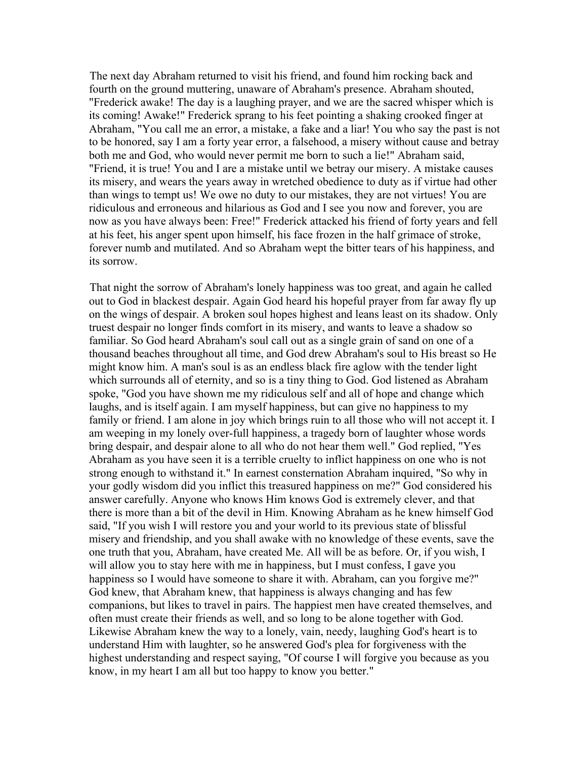The next day Abraham returned to visit his friend, and found him rocking back and fourth on the ground muttering, unaware of Abraham's presence. Abraham shouted, "Frederick awake! The day is a laughing prayer, and we are the sacred whisper which is its coming! Awake!" Frederick sprang to his feet pointing a shaking crooked finger at Abraham, "You call me an error, a mistake, a fake and a liar! You who say the past is not to be honored, say I am a forty year error, a falsehood, a misery without cause and betray both me and God, who would never permit me born to such a lie!" Abraham said, "Friend, it is true! You and I are a mistake until we betray our misery. A mistake causes its misery, and wears the years away in wretched obedience to duty as if virtue had other than wings to tempt us! We owe no duty to our mistakes, they are not virtues! You are ridiculous and erroneous and hilarious as God and I see you now and forever, you are now as you have always been: Free!" Frederick attacked his friend of forty years and fell at his feet, his anger spent upon himself, his face frozen in the half grimace of stroke, forever numb and mutilated. And so Abraham wept the bitter tears of his happiness, and its sorrow.

That night the sorrow of Abraham's lonely happiness was too great, and again he called out to God in blackest despair. Again God heard his hopeful prayer from far away fly up on the wings of despair. A broken soul hopes highest and leans least on its shadow. Only truest despair no longer finds comfort in its misery, and wants to leave a shadow so familiar. So God heard Abraham's soul call out as a single grain of sand on one of a thousand beaches throughout all time, and God drew Abraham's soul to His breast so He might know him. A man's soul is as an endless black fire aglow with the tender light which surrounds all of eternity, and so is a tiny thing to God. God listened as Abraham spoke, "God you have shown me my ridiculous self and all of hope and change which laughs, and is itself again. I am myself happiness, but can give no happiness to my family or friend. I am alone in joy which brings ruin to all those who will not accept it. I am weeping in my lonely over-full happiness, a tragedy born of laughter whose words bring despair, and despair alone to all who do not hear them well." God replied, "Yes Abraham as you have seen it is a terrible cruelty to inflict happiness on one who is not strong enough to withstand it." In earnest consternation Abraham inquired, "So why in your godly wisdom did you inflict this treasured happiness on me?" God considered his answer carefully. Anyone who knows Him knows God is extremely clever, and that there is more than a bit of the devil in Him. Knowing Abraham as he knew himself God said, "If you wish I will restore you and your world to its previous state of blissful misery and friendship, and you shall awake with no knowledge of these events, save the one truth that you, Abraham, have created Me. All will be as before. Or, if you wish, I will allow you to stay here with me in happiness, but I must confess, I gave you happiness so I would have someone to share it with. Abraham, can you forgive me?" God knew, that Abraham knew, that happiness is always changing and has few companions, but likes to travel in pairs. The happiest men have created themselves, and often must create their friends as well, and so long to be alone together with God. Likewise Abraham knew the way to a lonely, vain, needy, laughing God's heart is to understand Him with laughter, so he answered God's plea for forgiveness with the highest understanding and respect saying, "Of course I will forgive you because as you know, in my heart I am all but too happy to know you better."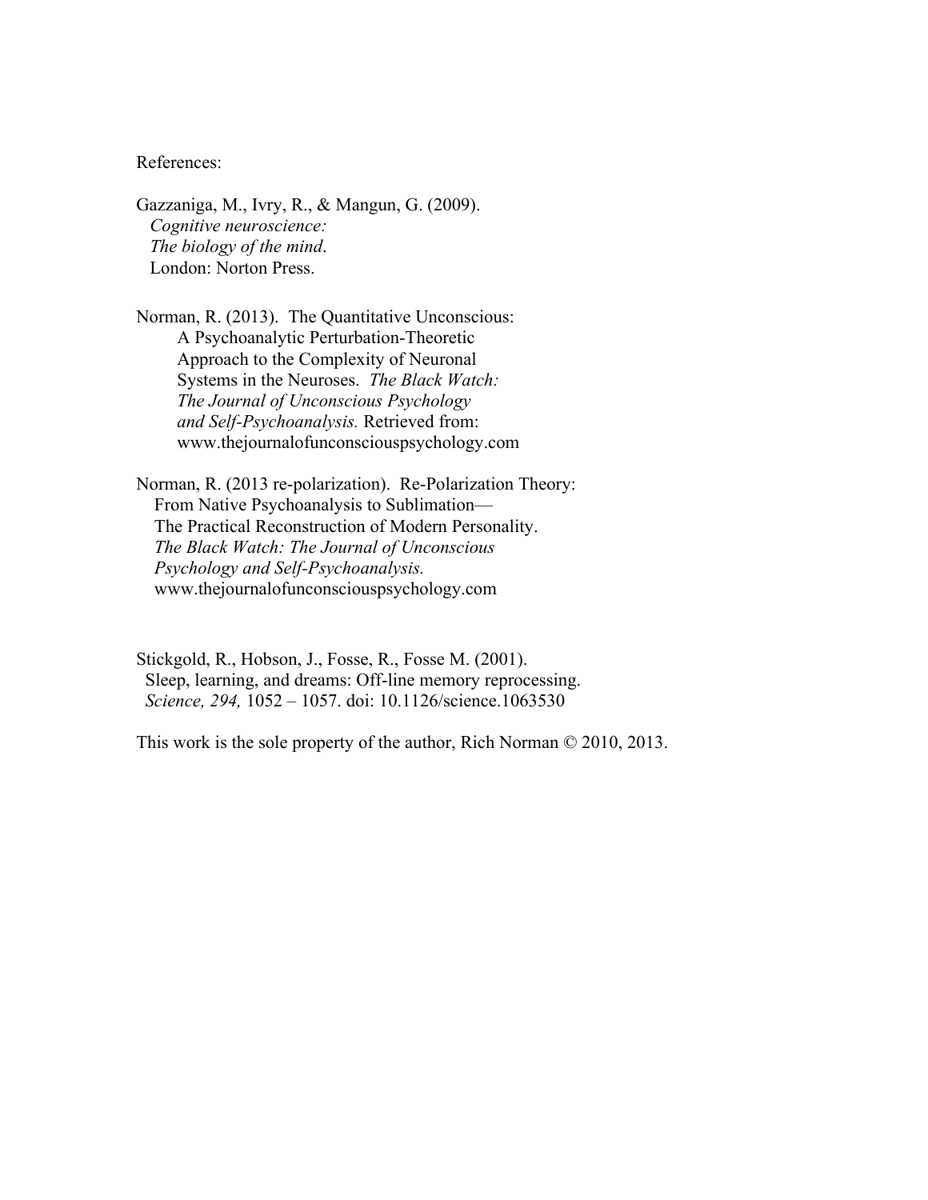References:

Gazzaniga, M., Ivry, R., & Mangun, G. (2009). *Cognitive neuroscience: The biology of the mind*. London: Norton Press.

Norman, R. (2013). The Quantitative Unconscious: A Psychoanalytic Perturbation-Theoretic Approach to the Complexity of Neuronal Systems in the Neuroses. *The Black Watch: The Journal of Unconscious Psychology and Self-Psychoanalysis.* Retrieved from: www.thejournalofunconsciouspsychology.com

Norman, R. (2013 re-polarization). Re-Polarization Theory: From Native Psychoanalysis to Sublimation— The Practical Reconstruction of Modern Personality. *The Black Watch: The Journal of Unconscious Psychology and Self-Psychoanalysis.* www.thejournalofunconsciouspsychology.com

Stickgold, R., Hobson, J., Fosse, R., Fosse M. (2001). Sleep, learning, and dreams: Off-line memory reprocessing. *Science, 294,* 1052 – 1057. doi: 10.1126/science.1063530

This work is the sole property of the author, Rich Norman © 2010, 2013.